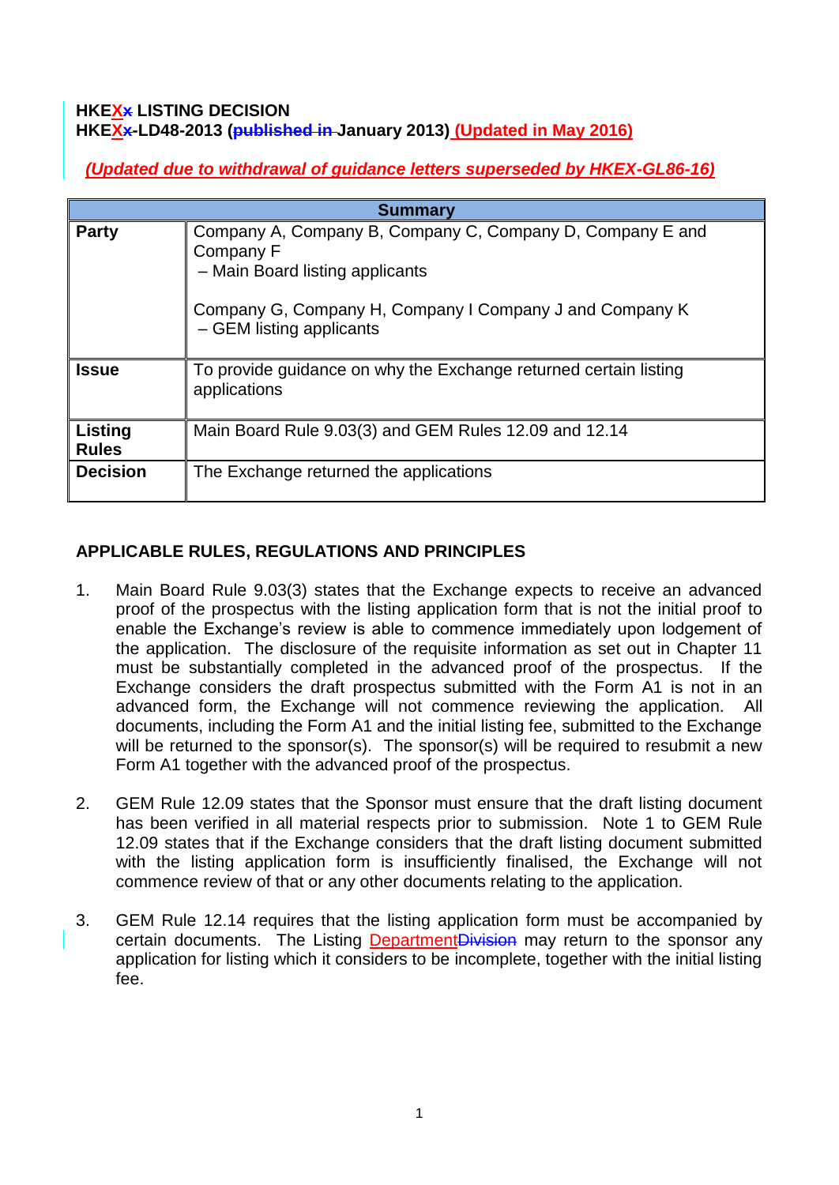**HKEX~~x~~ LISTING DECISION**
**HKEX~~x~~-LD48-2013 (~~published in~~ January 2013) (Updated in May 2016)**

*(Updated due to withdrawal of guidance letters superseded by HKEX-GL86-16)*

| Summary | |
|---|---|
| **Party** | Company A, Company B, Company C, Company D, Company E and Company F<br>– Main Board listing applicants<br><br>Company G, Company H, Company I Company J and Company K<br>– GEM listing applicants |
| **Issue** | To provide guidance on why the Exchange returned certain listing applications |
| **Listing Rules** | Main Board Rule 9.03(3) and GEM Rules 12.09 and 12.14 |
| **Decision** | The Exchange returned the applications |

## APPLICABLE RULES, REGULATIONS AND PRINCIPLES

1. Main Board Rule 9.03(3) states that the Exchange expects to receive an advanced proof of the prospectus with the listing application form that is not the initial proof to enable the Exchange's review is able to commence immediately upon lodgement of the application. The disclosure of the requisite information as set out in Chapter 11 must be substantially completed in the advanced proof of the prospectus. If the Exchange considers the draft prospectus submitted with the Form A1 is not in an advanced form, the Exchange will not commence reviewing the application. All documents, including the Form A1 and the initial listing fee, submitted to the Exchange will be returned to the sponsor(s). The sponsor(s) will be required to resubmit a new Form A1 together with the advanced proof of the prospectus.

2. GEM Rule 12.09 states that the Sponsor must ensure that the draft listing document has been verified in all material respects prior to submission. Note 1 to GEM Rule 12.09 states that if the Exchange considers that the draft listing document submitted with the listing application form is insufficiently finalised, the Exchange will not commence review of that or any other documents relating to the application.

3. GEM Rule 12.14 requires that the listing application form must be accompanied by certain documents. The Listing Department~~Division~~ may return to the sponsor any application for listing which it considers to be incomplete, together with the initial listing fee.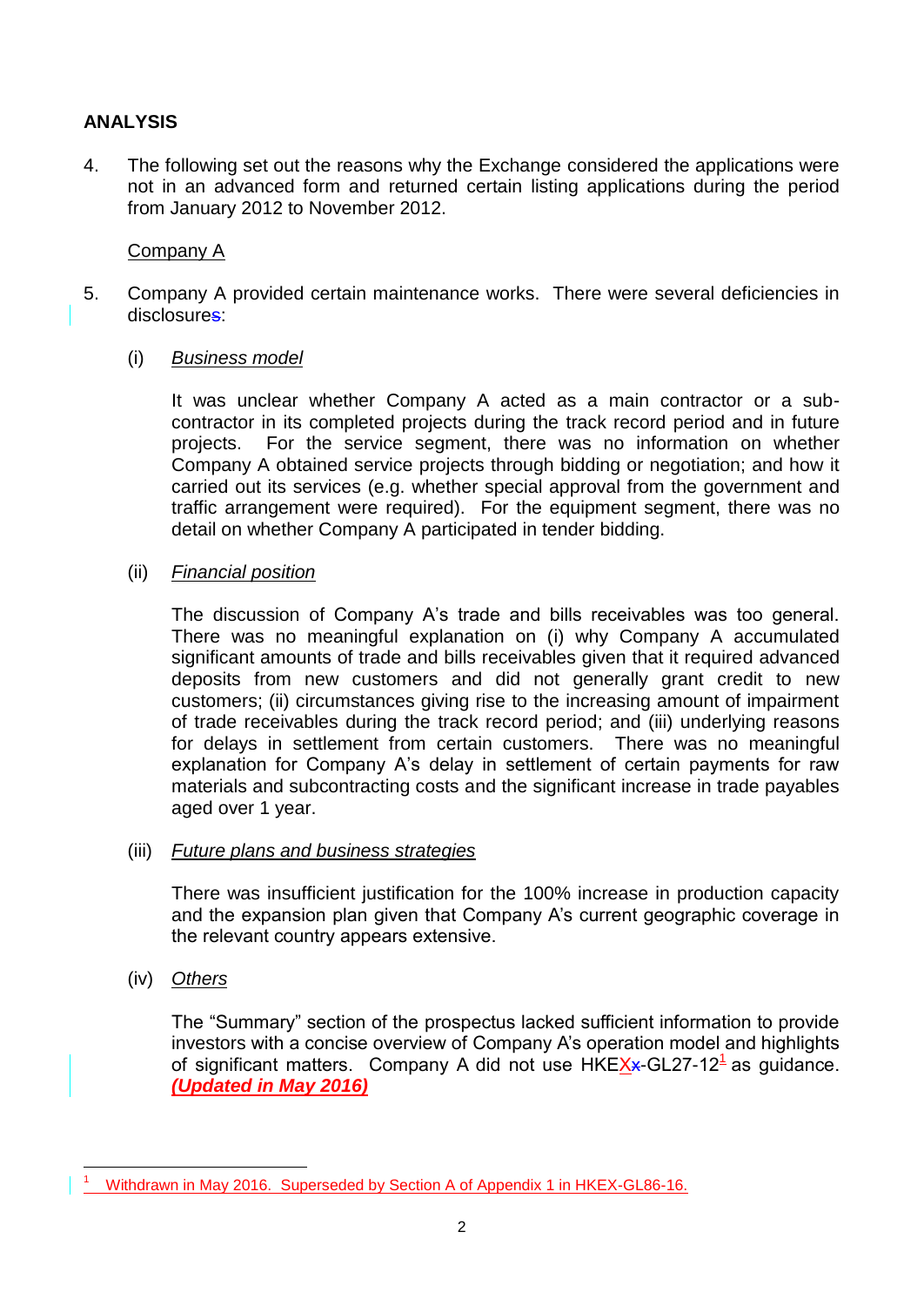## ANALYSIS

4. The following set out the reasons why the Exchange considered the applications were not in an advanced form and returned certain listing applications during the period from January 2012 to November 2012.

<u>Company A</u>

5. Company A provided certain maintenance works. There were several deficiencies in disclosures:

   (i) *<u>Business model</u>*

   It was unclear whether Company A acted as a main contractor or a sub-contractor in its completed projects during the track record period and in future projects. For the service segment, there was no information on whether Company A obtained service projects through bidding or negotiation; and how it carried out its services (e.g. whether special approval from the government and traffic arrangement were required). For the equipment segment, there was no detail on whether Company A participated in tender bidding.

   (ii) *<u>Financial position</u>*

   The discussion of Company A's trade and bills receivables was too general. There was no meaningful explanation on (i) why Company A accumulated significant amounts of trade and bills receivables given that it required advanced deposits from new customers and did not generally grant credit to new customers; (ii) circumstances giving rise to the increasing amount of impairment of trade receivables during the track record period; and (iii) underlying reasons for delays in settlement from certain customers. There was no meaningful explanation for Company A's delay in settlement of certain payments for raw materials and subcontracting costs and the significant increase in trade payables aged over 1 year.

   (iii) *<u>Future plans and business strategies</u>*

   There was insufficient justification for the 100% increase in production capacity and the expansion plan given that Company A's current geographic coverage in the relevant country appears extensive.

   (iv) *<u>Others</u>*

   The "Summary" section of the prospectus lacked sufficient information to provide investors with a concise overview of Company A's operation model and highlights of significant matters. Company A did not use HKEX-GL27-12[1] as guidance. ***<u>(Updated in May 2016)</u>***

---

[1] Withdrawn in May 2016. Superseded by Section A of Appendix 1 in HKEX-GL86-16.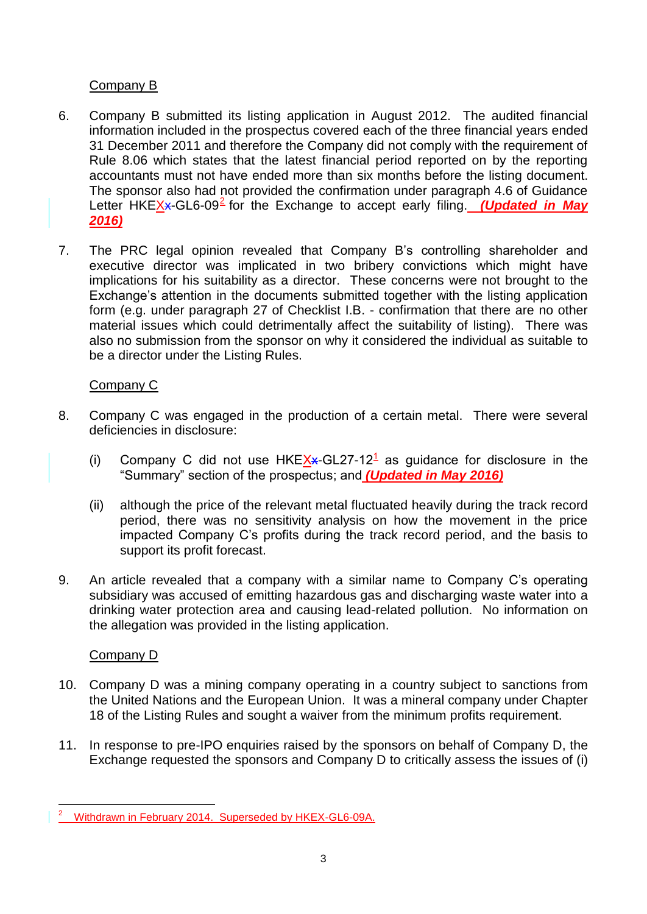Company B

6. Company B submitted its listing application in August 2012. The audited financial information included in the prospectus covered each of the three financial years ended 31 December 2011 and therefore the Company did not comply with the requirement of Rule 8.06 which states that the latest financial period reported on by the reporting accountants must not have ended more than six months before the listing document. The sponsor also had not provided the confirmation under paragraph 4.6 of Guidance Letter HKEXx-GL6-09[2] for the Exchange to accept early filing. ***(Updated in May 2016)***

7. The PRC legal opinion revealed that Company B's controlling shareholder and executive director was implicated in two bribery convictions which might have implications for his suitability as a director. These concerns were not brought to the Exchange's attention in the documents submitted together with the listing application form (e.g. under paragraph 27 of Checklist I.B. - confirmation that there are no other material issues which could detrimentally affect the suitability of listing). There was also no submission from the sponsor on why it considered the individual as suitable to be a director under the Listing Rules.

Company C

8. Company C was engaged in the production of a certain metal. There were several deficiencies in disclosure:

   (i) Company C did not use HKEXx-GL27-12[1] as guidance for disclosure in the "Summary" section of the prospectus; and ***(Updated in May 2016)***

   (ii) although the price of the relevant metal fluctuated heavily during the track record period, there was no sensitivity analysis on how the movement in the price impacted Company C's profits during the track record period, and the basis to support its profit forecast.

9. An article revealed that a company with a similar name to Company C's operating subsidiary was accused of emitting hazardous gas and discharging waste water into a drinking water protection area and causing lead-related pollution. No information on the allegation was provided in the listing application.

Company D

10. Company D was a mining company operating in a country subject to sanctions from the United Nations and the European Union. It was a mineral company under Chapter 18 of the Listing Rules and sought a waiver from the minimum profits requirement.

11. In response to pre-IPO enquiries raised by the sponsors on behalf of Company D, the Exchange requested the sponsors and Company D to critically assess the issues of (i)

---

[2] Withdrawn in February 2014. Superseded by HKEX-GL6-09A.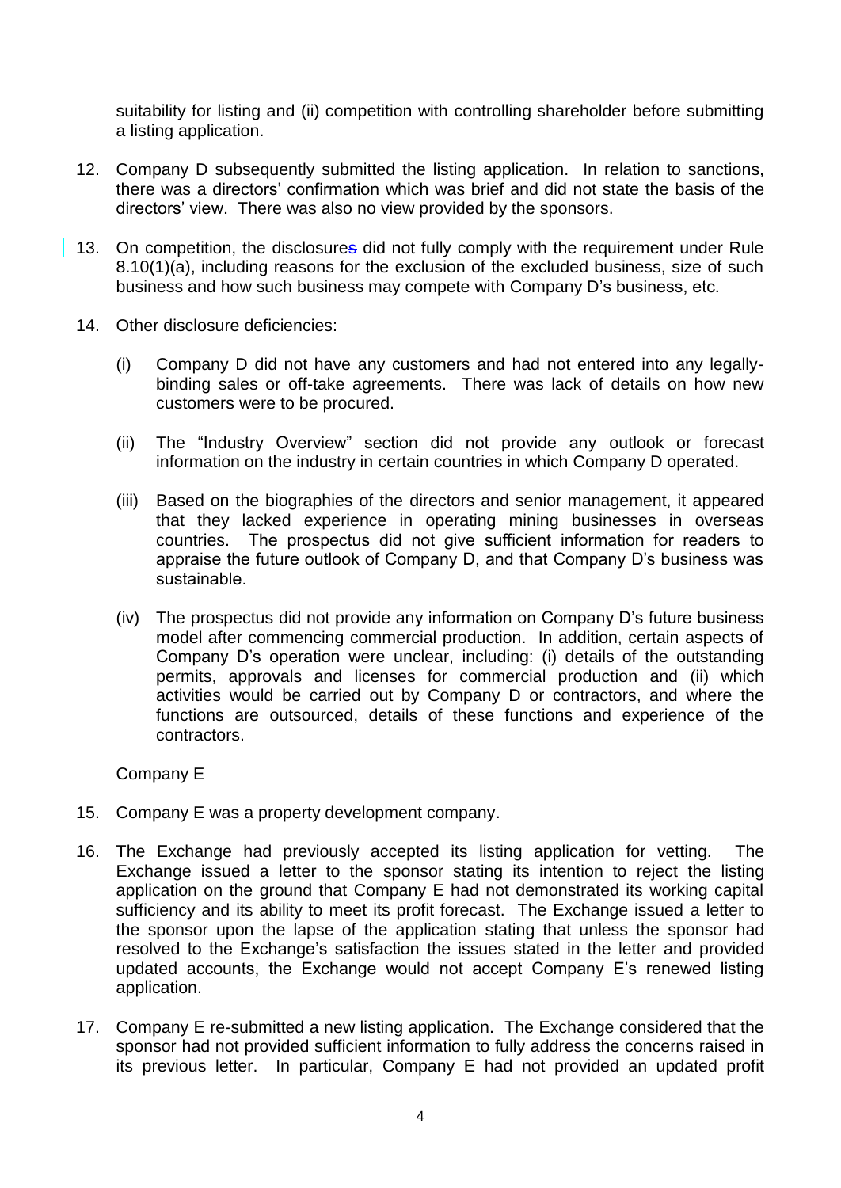suitability for listing and (ii) competition with controlling shareholder before submitting a listing application.

12. Company D subsequently submitted the listing application. In relation to sanctions, there was a directors' confirmation which was brief and did not state the basis of the directors' view. There was also no view provided by the sponsors.

13. On competition, the disclosure did not fully comply with the requirement under Rule 8.10(1)(a), including reasons for the exclusion of the excluded business, size of such business and how such business may compete with Company D's business, etc.

14. Other disclosure deficiencies:

    (i) Company D did not have any customers and had not entered into any legally-binding sales or off-take agreements. There was lack of details on how new customers were to be procured.

    (ii) The "Industry Overview" section did not provide any outlook or forecast information on the industry in certain countries in which Company D operated.

    (iii) Based on the biographies of the directors and senior management, it appeared that they lacked experience in operating mining businesses in overseas countries. The prospectus did not give sufficient information for readers to appraise the future outlook of Company D, and that Company D's business was sustainable.

    (iv) The prospectus did not provide any information on Company D's future business model after commencing commercial production. In addition, certain aspects of Company D's operation were unclear, including: (i) details of the outstanding permits, approvals and licenses for commercial production and (ii) which activities would be carried out by Company D or contractors, and where the functions are outsourced, details of these functions and experience of the contractors.

Company E

15. Company E was a property development company.

16. The Exchange had previously accepted its listing application for vetting. The Exchange issued a letter to the sponsor stating its intention to reject the listing application on the ground that Company E had not demonstrated its working capital sufficiency and its ability to meet its profit forecast. The Exchange issued a letter to the sponsor upon the lapse of the application stating that unless the sponsor had resolved to the Exchange's satisfaction the issues stated in the letter and provided updated accounts, the Exchange would not accept Company E's renewed listing application.

17. Company E re-submitted a new listing application. The Exchange considered that the sponsor had not provided sufficient information to fully address the concerns raised in its previous letter. In particular, Company E had not provided an updated profit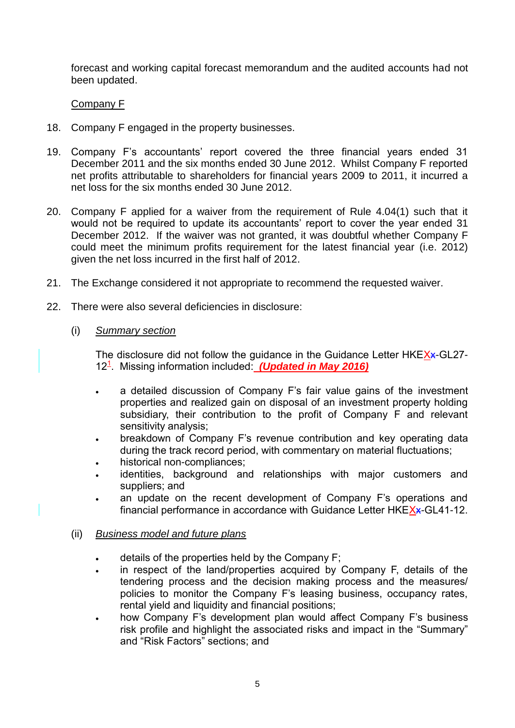forecast and working capital forecast memorandum and the audited accounts had not been updated.

Company F

18. Company F engaged in the property businesses.

19. Company F's accountants' report covered the three financial years ended 31 December 2011 and the six months ended 30 June 2012. Whilst Company F reported net profits attributable to shareholders for financial years 2009 to 2011, it incurred a net loss for the six months ended 30 June 2012.

20. Company F applied for a waiver from the requirement of Rule 4.04(1) such that it would not be required to update its accountants' report to cover the year ended 31 December 2012. If the waiver was not granted, it was doubtful whether Company F could meet the minimum profits requirement for the latest financial year (i.e. 2012) given the net loss incurred in the first half of 2012.

21. The Exchange considered it not appropriate to recommend the requested waiver.

22. There were also several deficiencies in disclosure:

(i) *Summary section*

The disclosure did not follow the guidance in the Guidance Letter HKEX~~x~~-GL27-12[1]. Missing information included: ***(Updated in May 2016)***

- a detailed discussion of Company F's fair value gains of the investment properties and realized gain on disposal of an investment property holding subsidiary, their contribution to the profit of Company F and relevant sensitivity analysis;
- breakdown of Company F's revenue contribution and key operating data during the track record period, with commentary on material fluctuations;
- historical non-compliances;
- identities, background and relationships with major customers and suppliers; and
- an update on the recent development of Company F's operations and financial performance in accordance with Guidance Letter HKEX~~x~~-GL41-12.

(ii) *Business model and future plans*

- details of the properties held by the Company F;
- in respect of the land/properties acquired by Company F, details of the tendering process and the decision making process and the measures/ policies to monitor the Company F's leasing business, occupancy rates, rental yield and liquidity and financial positions;
- how Company F's development plan would affect Company F's business risk profile and highlight the associated risks and impact in the "Summary" and "Risk Factors" sections; and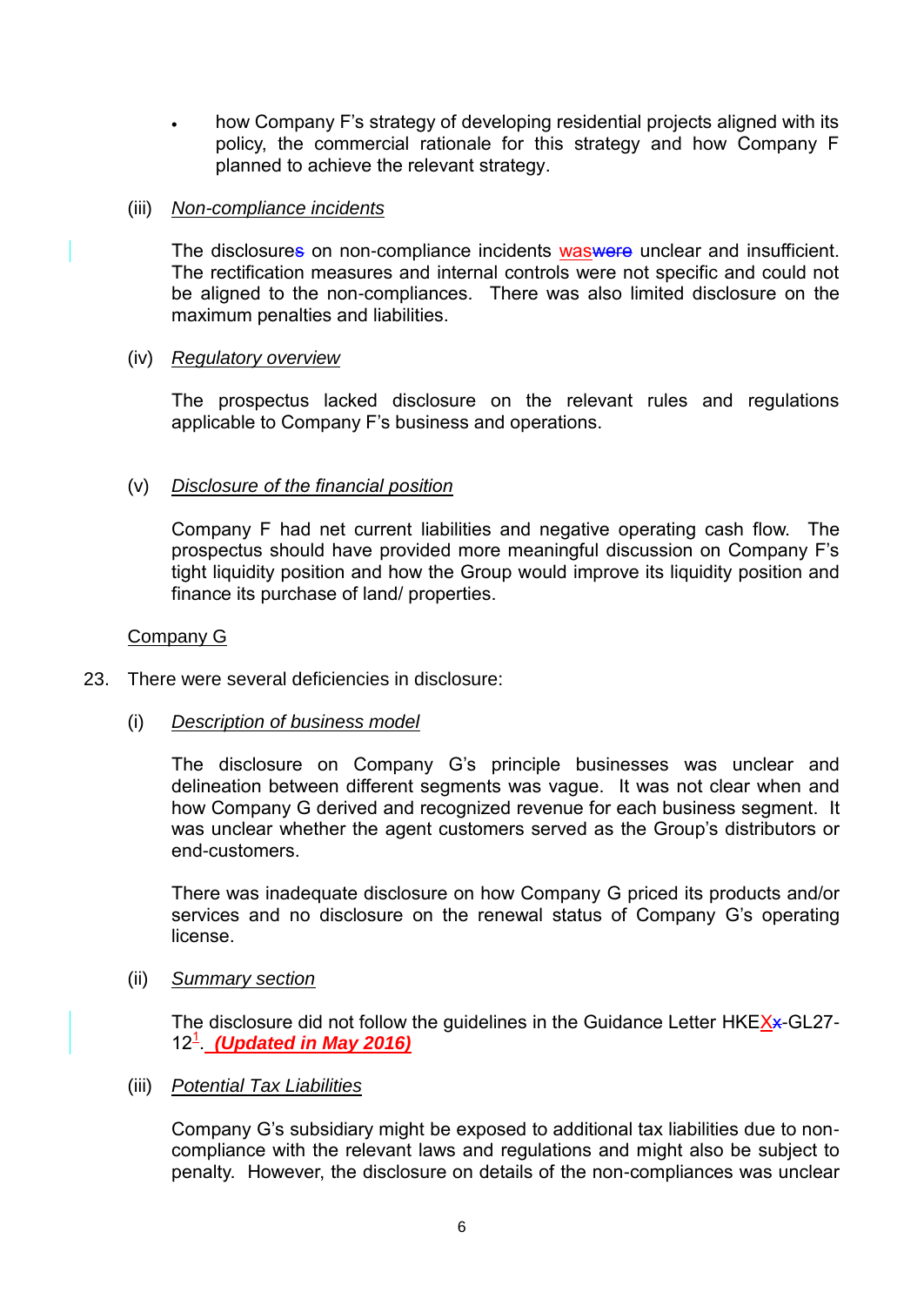- how Company F's strategy of developing residential projects aligned with its policy, the commercial rationale for this strategy and how Company F planned to achieve the relevant strategy.

(iii) *Non-compliance incidents*

The disclosure on non-compliance incidents was unclear and insufficient. The rectification measures and internal controls were not specific and could not be aligned to the non-compliances. There was also limited disclosure on the maximum penalties and liabilities.

(iv) *Regulatory overview*

The prospectus lacked disclosure on the relevant rules and regulations applicable to Company F's business and operations.

(v) *Disclosure of the financial position*

Company F had net current liabilities and negative operating cash flow. The prospectus should have provided more meaningful discussion on Company F's tight liquidity position and how the Group would improve its liquidity position and finance its purchase of land/ properties.

Company G

23. There were several deficiencies in disclosure:

(i) *Description of business model*

The disclosure on Company G's principle businesses was unclear and delineation between different segments was vague. It was not clear when and how Company G derived and recognized revenue for each business segment. It was unclear whether the agent customers served as the Group's distributors or end-customers.

There was inadequate disclosure on how Company G priced its products and/or services and no disclosure on the renewal status of Company G's operating license.

(ii) *Summary section*

The disclosure did not follow the guidelines in the Guidance Letter HKEX-GL27-12[1]. ***(Updated in May 2016)***

(iii) *Potential Tax Liabilities*

Company G's subsidiary might be exposed to additional tax liabilities due to non-compliance with the relevant laws and regulations and might also be subject to penalty. However, the disclosure on details of the non-compliances was unclear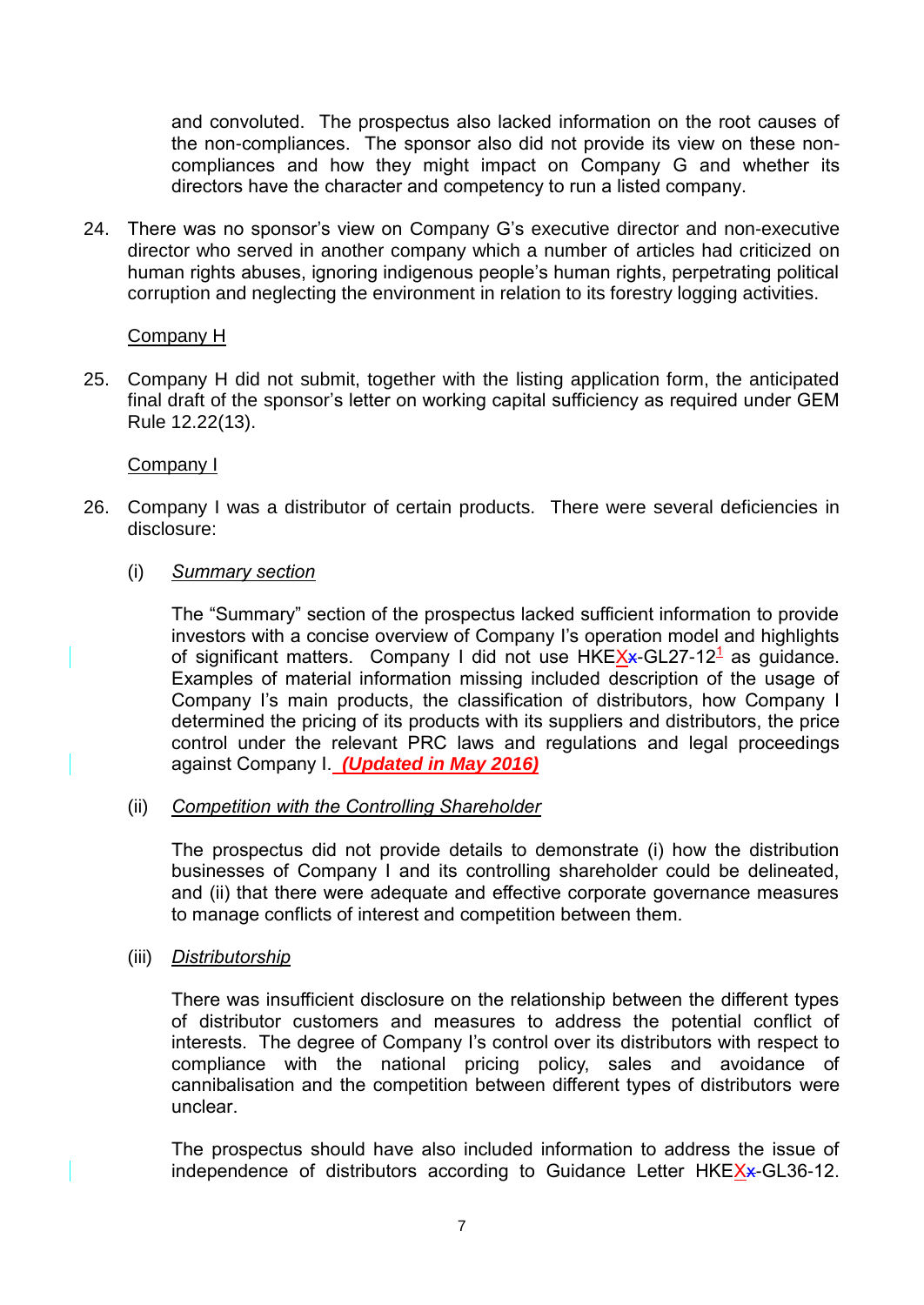and convoluted. The prospectus also lacked information on the root causes of the non-compliances. The sponsor also did not provide its view on these non-compliances and how they might impact on Company G and whether its directors have the character and competency to run a listed company.

24. There was no sponsor's view on Company G's executive director and non-executive director who served in another company which a number of articles had criticized on human rights abuses, ignoring indigenous people's human rights, perpetrating political corruption and neglecting the environment in relation to its forestry logging activities.

Company H

25. Company H did not submit, together with the listing application form, the anticipated final draft of the sponsor's letter on working capital sufficiency as required under GEM Rule 12.22(13).

Company I

26. Company I was a distributor of certain products. There were several deficiencies in disclosure:

   (i) *Summary section*

   The "Summary" section of the prospectus lacked sufficient information to provide investors with a concise overview of Company I's operation model and highlights of significant matters. Company I did not use HKEX-GL27-12[1] as guidance. Examples of material information missing included description of the usage of Company I's main products, the classification of distributors, how Company I determined the pricing of its products with its suppliers and distributors, the price control under the relevant PRC laws and regulations and legal proceedings against Company I. ***(Updated in May 2016)***

   (ii) *Competition with the Controlling Shareholder*

   The prospectus did not provide details to demonstrate (i) how the distribution businesses of Company I and its controlling shareholder could be delineated, and (ii) that there were adequate and effective corporate governance measures to manage conflicts of interest and competition between them.

   (iii) *Distributorship*

   There was insufficient disclosure on the relationship between the different types of distributor customers and measures to address the potential conflict of interests. The degree of Company I's control over its distributors with respect to compliance with the national pricing policy, sales and avoidance of cannibalisation and the competition between different types of distributors were unclear.

   The prospectus should have also included information to address the issue of independence of distributors according to Guidance Letter HKEX-GL36-12.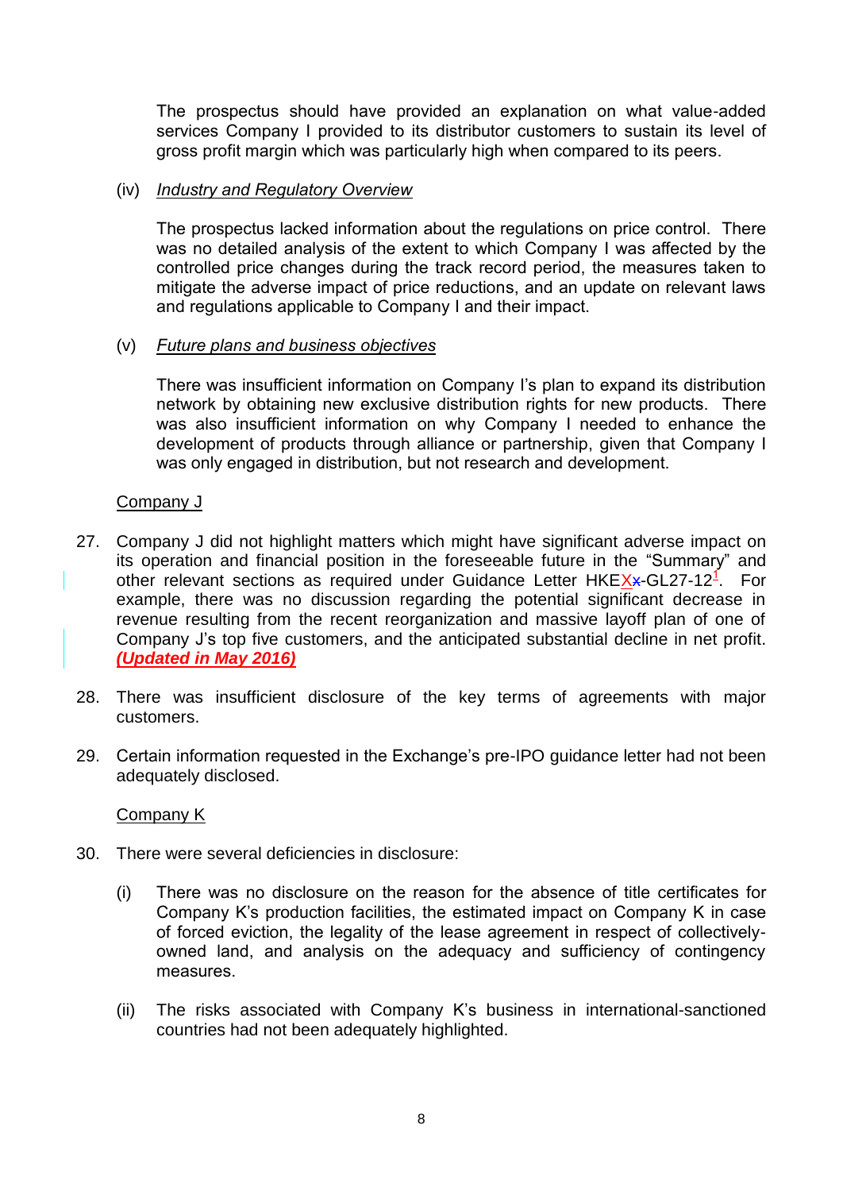The prospectus should have provided an explanation on what value-added services Company I provided to its distributor customers to sustain its level of gross profit margin which was particularly high when compared to its peers.

(iv) *Industry and Regulatory Overview*

The prospectus lacked information about the regulations on price control. There was no detailed analysis of the extent to which Company I was affected by the controlled price changes during the track record period, the measures taken to mitigate the adverse impact of price reductions, and an update on relevant laws and regulations applicable to Company I and their impact.

(v) *Future plans and business objectives*

There was insufficient information on Company I's plan to expand its distribution network by obtaining new exclusive distribution rights for new products. There was also insufficient information on why Company I needed to enhance the development of products through alliance or partnership, given that Company I was only engaged in distribution, but not research and development.

Company J

27. Company J did not highlight matters which might have significant adverse impact on its operation and financial position in the foreseeable future in the "Summary" and other relevant sections as required under Guidance Letter HKEXx-GL27-12[1]. For example, there was no discussion regarding the potential significant decrease in revenue resulting from the recent reorganization and massive layoff plan of one of Company J's top five customers, and the anticipated substantial decline in net profit. ***(Updated in May 2016)***

28. There was insufficient disclosure of the key terms of agreements with major customers.

29. Certain information requested in the Exchange's pre-IPO guidance letter had not been adequately disclosed.

Company K

30. There were several deficiencies in disclosure:

(i) There was no disclosure on the reason for the absence of title certificates for Company K's production facilities, the estimated impact on Company K in case of forced eviction, the legality of the lease agreement in respect of collectively-owned land, and analysis on the adequacy and sufficiency of contingency measures.

(ii) The risks associated with Company K's business in international-sanctioned countries had not been adequately highlighted.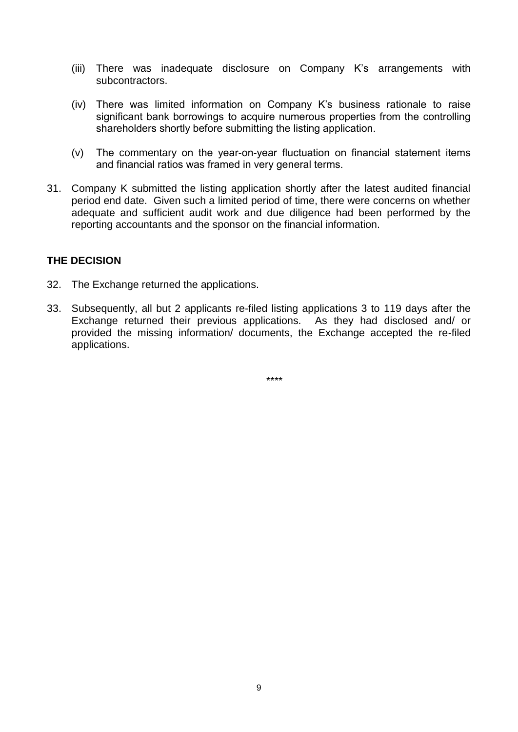(iii) There was inadequate disclosure on Company K's arrangements with subcontractors.

(iv) There was limited information on Company K's business rationale to raise significant bank borrowings to acquire numerous properties from the controlling shareholders shortly before submitting the listing application.

(v) The commentary on the year-on-year fluctuation on financial statement items and financial ratios was framed in very general terms.

31. Company K submitted the listing application shortly after the latest audited financial period end date. Given such a limited period of time, there were concerns on whether adequate and sufficient audit work and due diligence had been performed by the reporting accountants and the sponsor on the financial information.

**THE DECISION**

32. The Exchange returned the applications.

33. Subsequently, all but 2 applicants re-filed listing applications 3 to 119 days after the Exchange returned their previous applications. As they had disclosed and/ or provided the missing information/ documents, the Exchange accepted the re-filed applications.

****